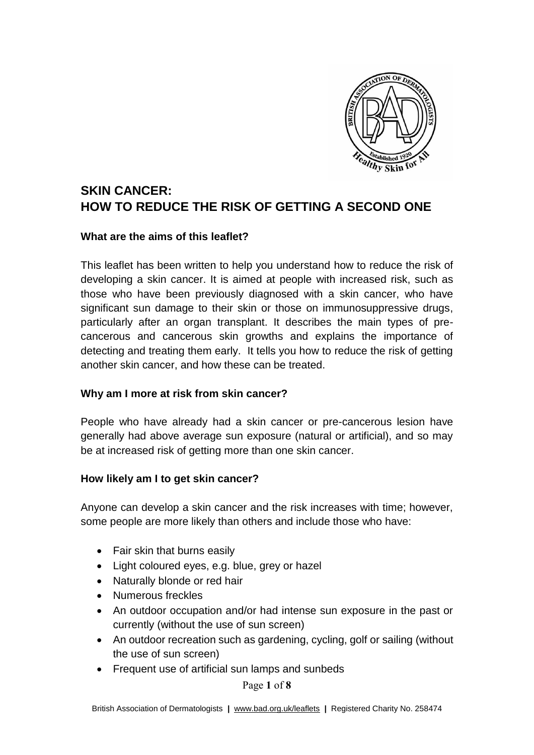# SKIN CANCER: HOW TO REDUCE THE RISK OF GETTING A SECOND ONE

### What are the aims of this leaflet?

This leaflet has been written to help you understand how to reduce the risk of developing a skin cancer. It is aimed at people with increased risk, such as those who have been previously diagnosed with a skin cancer, who have significant sun damage to their skin or those on immunosuppressive drugs, particularly after an organ transplant. It describes the main types of pre-cancerous and cancerous skin growths and explains the importance of detecting and treating them early. It tells you how to reduce the risk of getting another skin cancer, and how these can be treated.

### Why am I more at risk from skin cancer?

People who have already had a skin cancer or pre-cancerous lesion have generally had above average sun exposure (natural or artificial), and so may be at increased risk of getting more than one skin cancer.

### How likely am I to get skin cancer?

Anyone can develop a skin cancer and the risk increases with time; however, some people are more likely than others and include those who have:

- Fair skin that burns easily
- Light coloured eyes, e.g. blue, grey or hazel
- Naturally blonde or red hair
- Numerous freckles
- An outdoor occupation and/or had intense sun exposure in the past or currently (without the use of sun screen)
- An outdoor recreation such as gardening, cycling, golf or sailing (without the use of sun screen)
- Frequent use of artificial sun lamps and sunbeds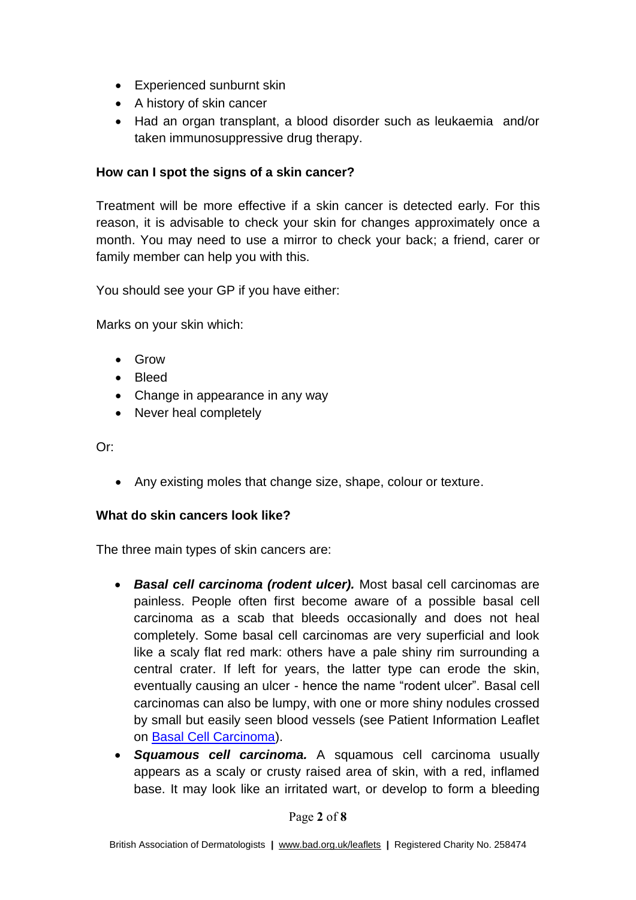- Experienced sunburnt skin
- A history of skin cancer
- Had an organ transplant, a blood disorder such as leukaemia and/or taken immunosuppressive drug therapy.

**How can I spot the signs of a skin cancer?**

Treatment will be more effective if a skin cancer is detected early. For this reason, it is advisable to check your skin for changes approximately once a month. You may need to use a mirror to check your back; a friend, carer or family member can help you with this.

You should see your GP if you have either:

Marks on your skin which:

- Grow
- Bleed
- Change in appearance in any way
- Never heal completely

Or:

- Any existing moles that change size, shape, colour or texture.

**What do skin cancers look like?**

The three main types of skin cancers are:

- ***Basal cell carcinoma (rodent ulcer).*** Most basal cell carcinomas are painless. People often first become aware of a possible basal cell carcinoma as a scab that bleeds occasionally and does not heal completely. Some basal cell carcinomas are very superficial and look like a scaly flat red mark: others have a pale shiny rim surrounding a central crater. If left for years, the latter type can erode the skin, eventually causing an ulcer - hence the name "rodent ulcer". Basal cell carcinomas can also be lumpy, with one or more shiny nodules crossed by small but easily seen blood vessels (see Patient Information Leaflet on [Basal Cell Carcinoma](Basal Cell Carcinoma)).
- ***Squamous cell carcinoma.*** A squamous cell carcinoma usually appears as a scaly or crusty raised area of skin, with a red, inflamed base. It may look like an irritated wart, or develop to form a bleeding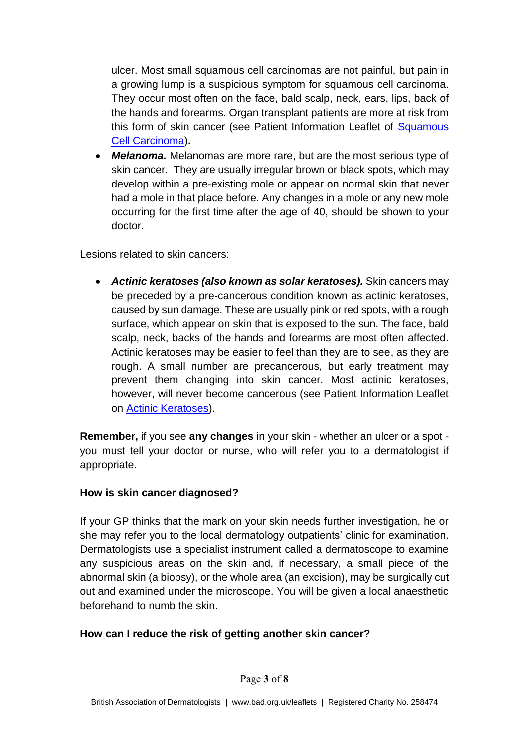ulcer. Most small squamous cell carcinomas are not painful, but pain in a growing lump is a suspicious symptom for squamous cell carcinoma. They occur most often on the face, bald scalp, neck, ears, lips, back of the hands and forearms. Organ transplant patients are more at risk from this form of skin cancer (see Patient Information Leaflet of Squamous Cell Carcinoma)**.**

- ***Melanoma.*** Melanomas are more rare, but are the most serious type of skin cancer. They are usually irregular brown or black spots, which may develop within a pre-existing mole or appear on normal skin that never had a mole in that place before. Any changes in a mole or any new mole occurring for the first time after the age of 40, should be shown to your doctor.

Lesions related to skin cancers:

- ***Actinic keratoses (also known as solar keratoses).*** Skin cancers may be preceded by a pre-cancerous condition known as actinic keratoses, caused by sun damage. These are usually pink or red spots, with a rough surface, which appear on skin that is exposed to the sun. The face, bald scalp, neck, backs of the hands and forearms are most often affected. Actinic keratoses may be easier to feel than they are to see, as they are rough. A small number are precancerous, but early treatment may prevent them changing into skin cancer. Most actinic keratoses, however, will never become cancerous (see Patient Information Leaflet on Actinic Keratoses).

**Remember,** if you see **any changes** in your skin - whether an ulcer or a spot - you must tell your doctor or nurse, who will refer you to a dermatologist if appropriate.

**How is skin cancer diagnosed?**

If your GP thinks that the mark on your skin needs further investigation, he or she may refer you to the local dermatology outpatients' clinic for examination. Dermatologists use a specialist instrument called a dermatoscope to examine any suspicious areas on the skin and, if necessary, a small piece of the abnormal skin (a biopsy), or the whole area (an excision), may be surgically cut out and examined under the microscope. You will be given a local anaesthetic beforehand to numb the skin.

**How can I reduce the risk of getting another skin cancer?**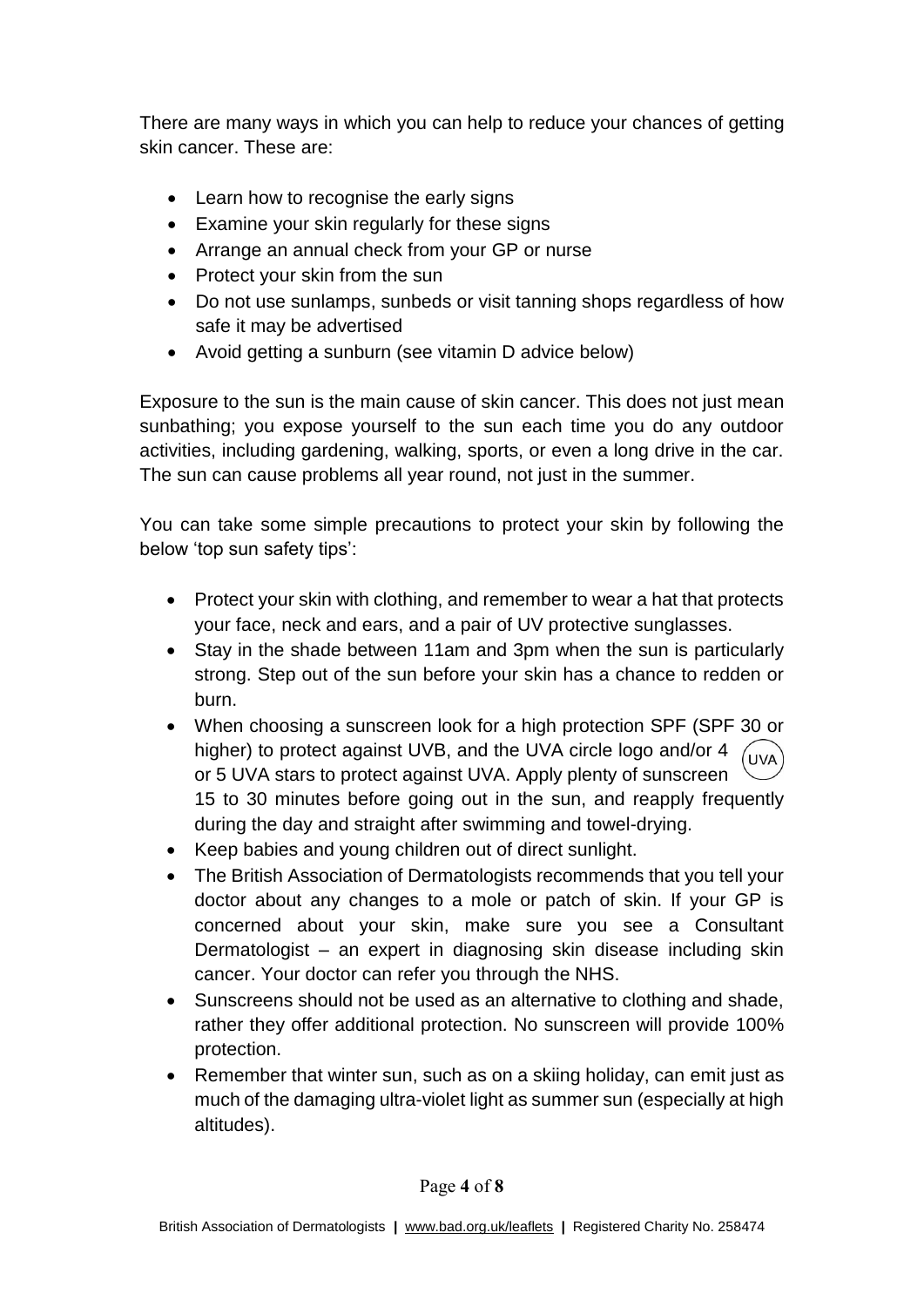There are many ways in which you can help to reduce your chances of getting skin cancer. These are:

- Learn how to recognise the early signs
- Examine your skin regularly for these signs
- Arrange an annual check from your GP or nurse
- Protect your skin from the sun
- Do not use sunlamps, sunbeds or visit tanning shops regardless of how safe it may be advertised
- Avoid getting a sunburn (see vitamin D advice below)

Exposure to the sun is the main cause of skin cancer. This does not just mean sunbathing; you expose yourself to the sun each time you do any outdoor activities, including gardening, walking, sports, or even a long drive in the car. The sun can cause problems all year round, not just in the summer.

You can take some simple precautions to protect your skin by following the below 'top sun safety tips':

- Protect your skin with clothing, and remember to wear a hat that protects your face, neck and ears, and a pair of UV protective sunglasses.
- Stay in the shade between 11am and 3pm when the sun is particularly strong. Step out of the sun before your skin has a chance to redden or burn.
- When choosing a sunscreen look for a high protection SPF (SPF 30 or higher) to protect against UVB, and the UVA circle logo and/or 4 or 5 UVA stars to protect against UVA. Apply plenty of sunscreen 15 to 30 minutes before going out in the sun, and reapply frequently during the day and straight after swimming and towel-drying.
- Keep babies and young children out of direct sunlight.
- The British Association of Dermatologists recommends that you tell your doctor about any changes to a mole or patch of skin. If your GP is concerned about your skin, make sure you see a Consultant Dermatologist – an expert in diagnosing skin disease including skin cancer. Your doctor can refer you through the NHS.
- Sunscreens should not be used as an alternative to clothing and shade, rather they offer additional protection. No sunscreen will provide 100% protection.
- Remember that winter sun, such as on a skiing holiday, can emit just as much of the damaging ultra-violet light as summer sun (especially at high altitudes).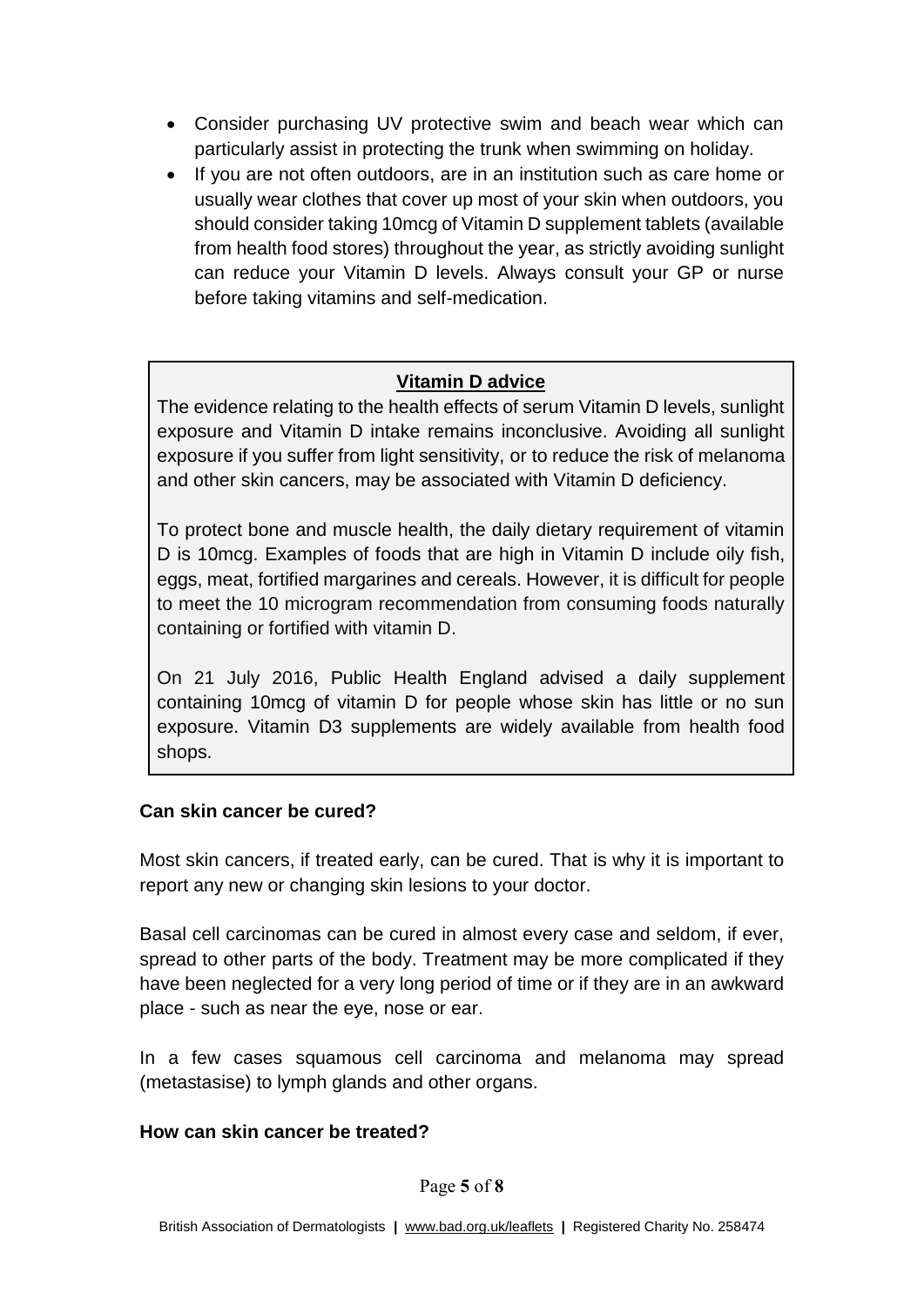- Consider purchasing UV protective swim and beach wear which can particularly assist in protecting the trunk when swimming on holiday.
- If you are not often outdoors, are in an institution such as care home or usually wear clothes that cover up most of your skin when outdoors, you should consider taking 10mcg of Vitamin D supplement tablets (available from health food stores) throughout the year, as strictly avoiding sunlight can reduce your Vitamin D levels. Always consult your GP or nurse before taking vitamins and self-medication.

**Vitamin D advice**

The evidence relating to the health effects of serum Vitamin D levels, sunlight exposure and Vitamin D intake remains inconclusive. Avoiding all sunlight exposure if you suffer from light sensitivity, or to reduce the risk of melanoma and other skin cancers, may be associated with Vitamin D deficiency.

To protect bone and muscle health, the daily dietary requirement of vitamin D is 10mcg. Examples of foods that are high in Vitamin D include oily fish, eggs, meat, fortified margarines and cereals. However, it is difficult for people to meet the 10 microgram recommendation from consuming foods naturally containing or fortified with vitamin D.

On 21 July 2016, Public Health England advised a daily supplement containing 10mcg of vitamin D for people whose skin has little or no sun exposure. Vitamin D3 supplements are widely available from health food shops.

**Can skin cancer be cured?**

Most skin cancers, if treated early, can be cured. That is why it is important to report any new or changing skin lesions to your doctor.

Basal cell carcinomas can be cured in almost every case and seldom, if ever, spread to other parts of the body. Treatment may be more complicated if they have been neglected for a very long period of time or if they are in an awkward place - such as near the eye, nose or ear.

In a few cases squamous cell carcinoma and melanoma may spread (metastasise) to lymph glands and other organs.

**How can skin cancer be treated?**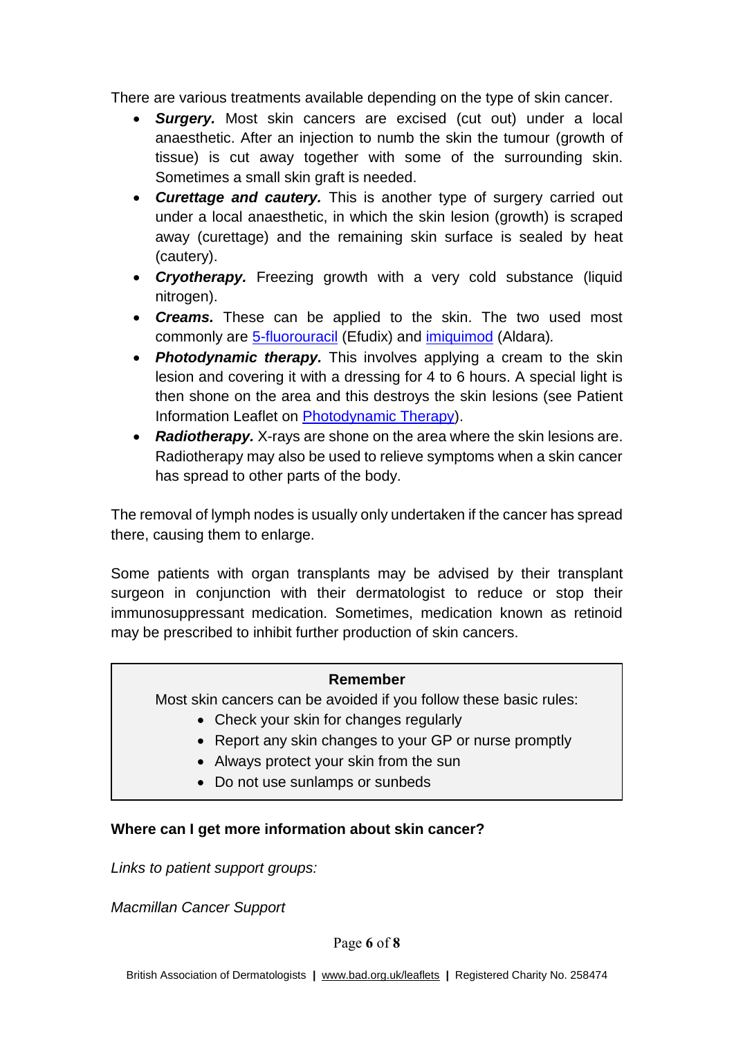There are various treatments available depending on the type of skin cancer.

- ***Surgery.*** Most skin cancers are excised (cut out) under a local anaesthetic. After an injection to numb the skin the tumour (growth of tissue) is cut away together with some of the surrounding skin. Sometimes a small skin graft is needed.
- ***Curettage and cautery.*** This is another type of surgery carried out under a local anaesthetic, in which the skin lesion (growth) is scraped away (curettage) and the remaining skin surface is sealed by heat (cautery).
- ***Cryotherapy.*** Freezing growth with a very cold substance (liquid nitrogen).
- ***Creams.*** These can be applied to the skin. The two used most commonly are 5-fluorouracil (Efudix) and imiquimod (Aldara).
- ***Photodynamic therapy.*** This involves applying a cream to the skin lesion and covering it with a dressing for 4 to 6 hours. A special light is then shone on the area and this destroys the skin lesions (see Patient Information Leaflet on Photodynamic Therapy).
- ***Radiotherapy.*** X-rays are shone on the area where the skin lesions are. Radiotherapy may also be used to relieve symptoms when a skin cancer has spread to other parts of the body.

The removal of lymph nodes is usually only undertaken if the cancer has spread there, causing them to enlarge.

Some patients with organ transplants may be advised by their transplant surgeon in conjunction with their dermatologist to reduce or stop their immunosuppressant medication. Sometimes, medication known as retinoid may be prescribed to inhibit further production of skin cancers.

> **Remember**
>
> Most skin cancers can be avoided if you follow these basic rules:
>
> - Check your skin for changes regularly
> - Report any skin changes to your GP or nurse promptly
> - Always protect your skin from the sun
> - Do not use sunlamps or sunbeds

**Where can I get more information about skin cancer?**

*Links to patient support groups:*

*Macmillan Cancer Support*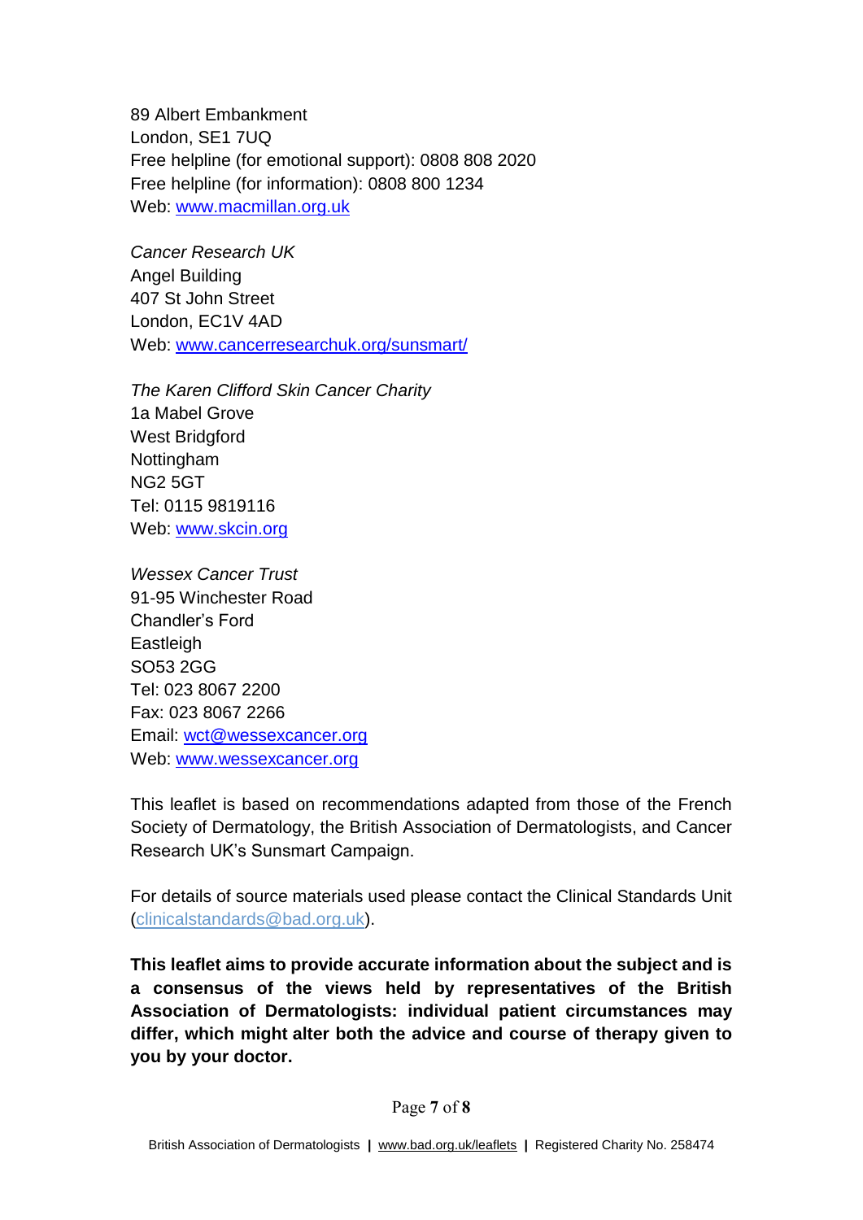89 Albert Embankment
London, SE1 7UQ
Free helpline (for emotional support): 0808 808 2020
Free helpline (for information): 0808 800 1234
Web: [www.macmillan.org.uk](http://www.macmillan.org.uk)

*Cancer Research UK*
Angel Building
407 St John Street
London, EC1V 4AD
Web: [www.cancerresearchuk.org/sunsmart/](http://www.cancerresearchuk.org/sunsmart/)

*The Karen Clifford Skin Cancer Charity*
1a Mabel Grove
West Bridgford
Nottingham
NG2 5GT
Tel: 0115 9819116
Web: [www.skcin.org](http://www.skcin.org)

*Wessex Cancer Trust*
91-95 Winchester Road
Chandler's Ford
Eastleigh
SO53 2GG
Tel: 023 8067 2200
Fax: 023 8067 2266
Email: [wct@wessexcancer.org](mailto:wct@wessexcancer.org)
Web: [www.wessexcancer.org](http://www.wessexcancer.org)

This leaflet is based on recommendations adapted from those of the French Society of Dermatology, the British Association of Dermatologists, and Cancer Research UK's Sunsmart Campaign.

For details of source materials used please contact the Clinical Standards Unit ([clinicalstandards@bad.org.uk](mailto:clinicalstandards@bad.org.uk)).

**This leaflet aims to provide accurate information about the subject and is a consensus of the views held by representatives of the British Association of Dermatologists: individual patient circumstances may differ, which might alter both the advice and course of therapy given to you by your doctor.**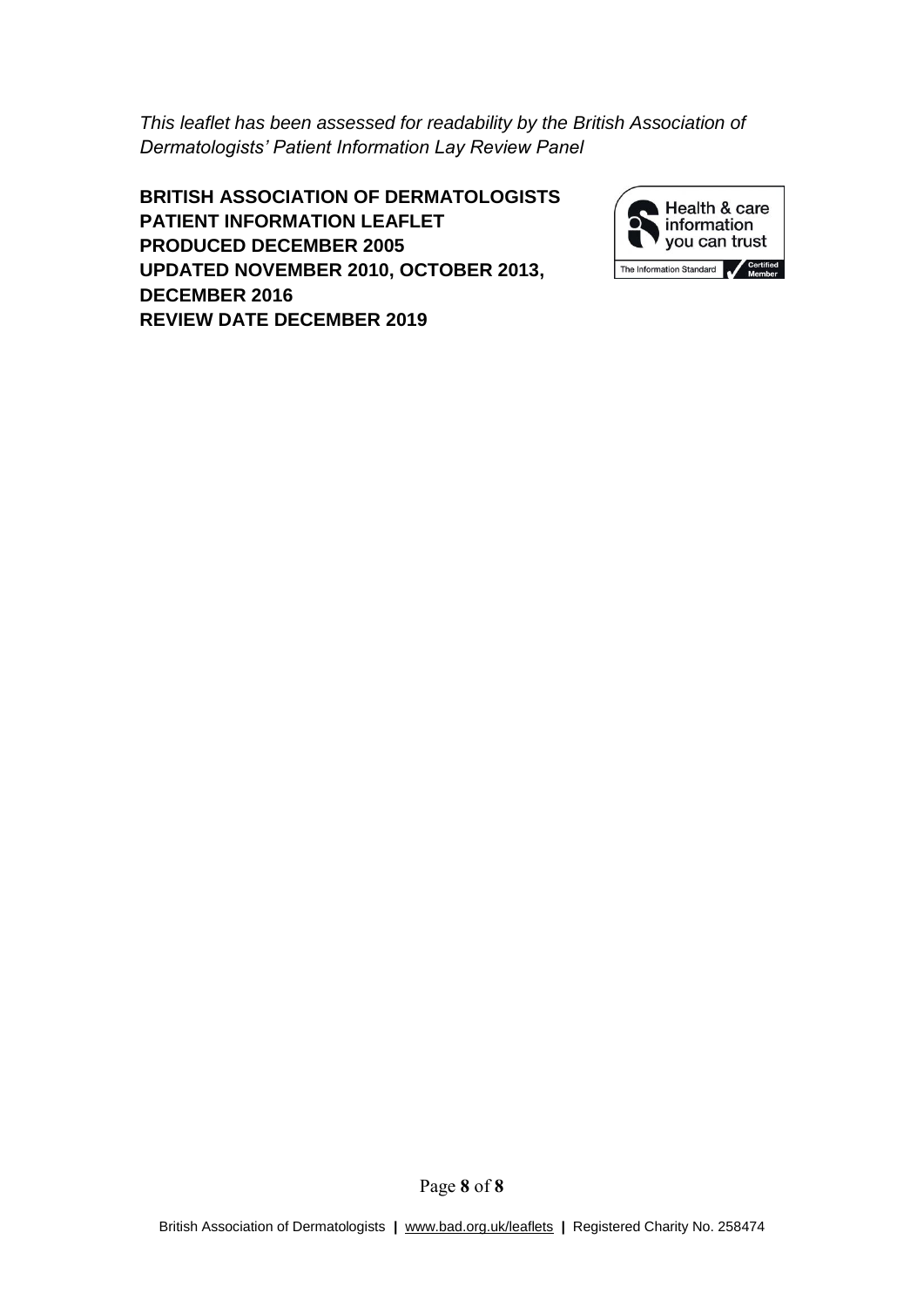*This leaflet has been assessed for readability by the British Association of Dermatologists' Patient Information Lay Review Panel*

**BRITISH ASSOCIATION OF DERMATOLOGISTS**
**PATIENT INFORMATION LEAFLET**
**PRODUCED DECEMBER 2005**
**UPDATED NOVEMBER 2010, OCTOBER 2013, DECEMBER 2016**
**REVIEW DATE DECEMBER 2019**

Health & care information you can trust

The Information Standard Certified Member